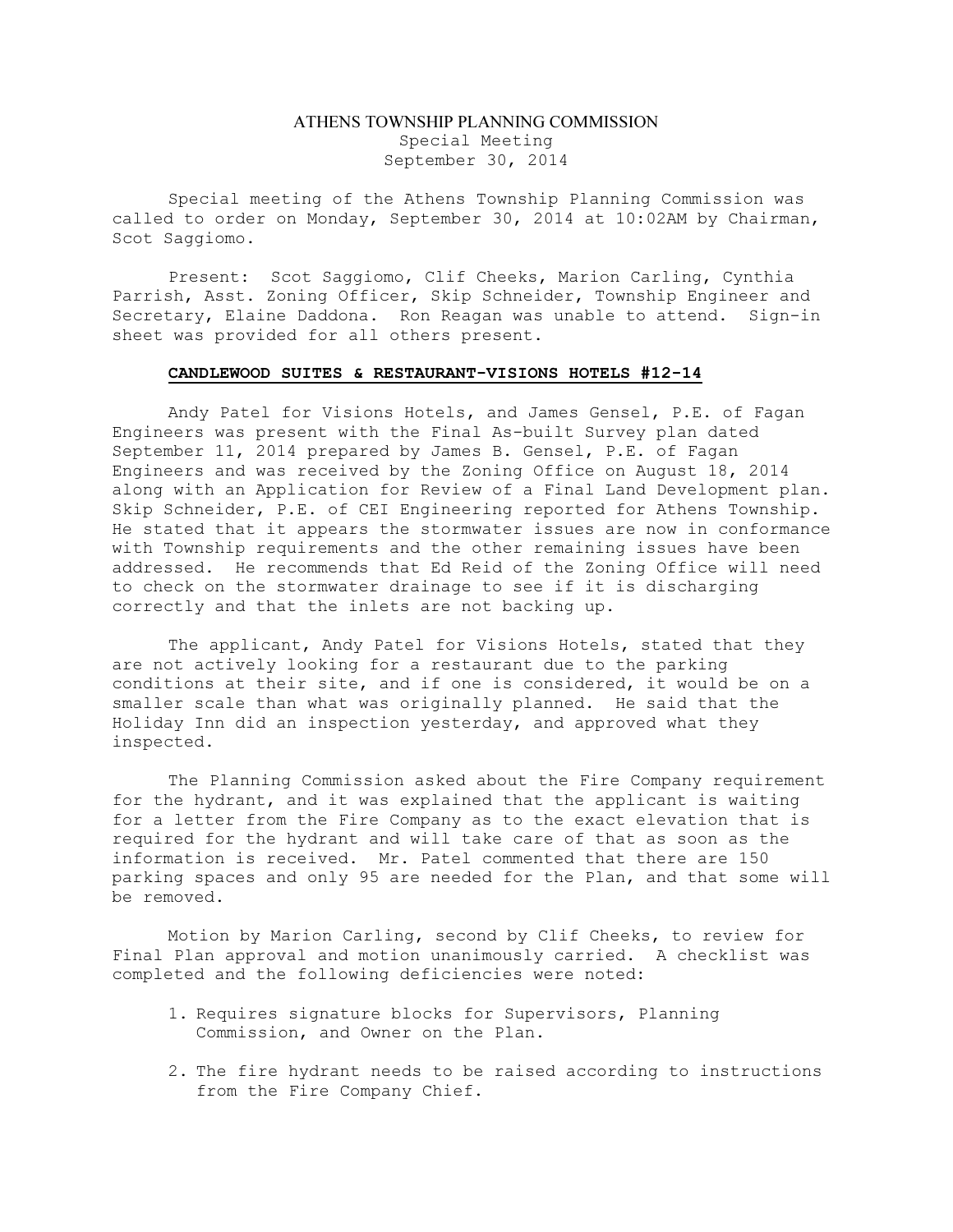# ATHENS TOWNSHIP PLANNING COMMISSION

Special Meeting
September 30, 2014

Special meeting of the Athens Township Planning Commission was called to order on Monday, September 30, 2014 at 10:02AM by Chairman, Scot Saggiomo.

Present: Scot Saggiomo, Clif Cheeks, Marion Carling, Cynthia Parrish, Asst. Zoning Officer, Skip Schneider, Township Engineer and Secretary, Elaine Daddona. Ron Reagan was unable to attend. Sign-in sheet was provided for all others present.

**CANDLEWOOD SUITES & RESTAURANT-VISIONS HOTELS #12-14**

Andy Patel for Visions Hotels, and James Gensel, P.E. of Fagan Engineers was present with the Final As-built Survey plan dated September 11, 2014 prepared by James B. Gensel, P.E. of Fagan Engineers and was received by the Zoning Office on August 18, 2014 along with an Application for Review of a Final Land Development plan. Skip Schneider, P.E. of CEI Engineering reported for Athens Township. He stated that it appears the stormwater issues are now in conformance with Township requirements and the other remaining issues have been addressed. He recommends that Ed Reid of the Zoning Office will need to check on the stormwater drainage to see if it is discharging correctly and that the inlets are not backing up.

The applicant, Andy Patel for Visions Hotels, stated that they are not actively looking for a restaurant due to the parking conditions at their site, and if one is considered, it would be on a smaller scale than what was originally planned. He said that the Holiday Inn did an inspection yesterday, and approved what they inspected.

The Planning Commission asked about the Fire Company requirement for the hydrant, and it was explained that the applicant is waiting for a letter from the Fire Company as to the exact elevation that is required for the hydrant and will take care of that as soon as the information is received. Mr. Patel commented that there are 150 parking spaces and only 95 are needed for the Plan, and that some will be removed.

Motion by Marion Carling, second by Clif Cheeks, to review for Final Plan approval and motion unanimously carried. A checklist was completed and the following deficiencies were noted:

1. Requires signature blocks for Supervisors, Planning Commission, and Owner on the Plan.
2. The fire hydrant needs to be raised according to instructions from the Fire Company Chief.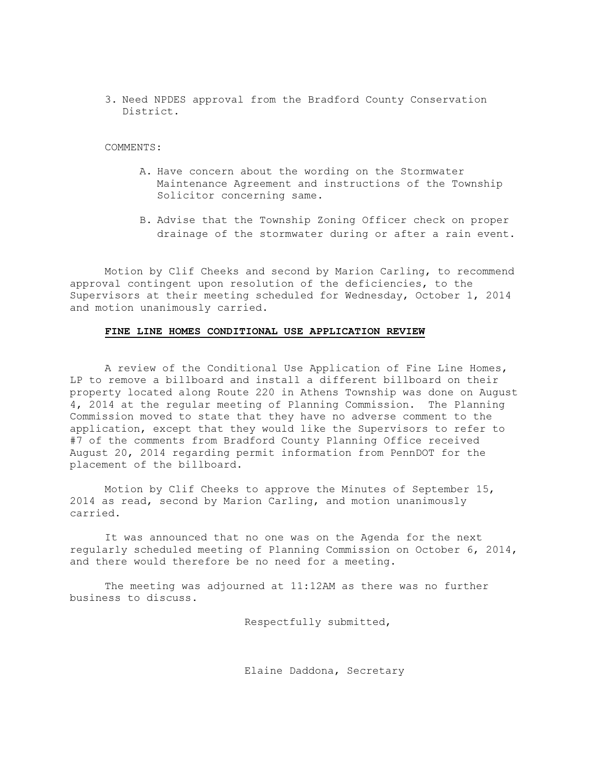3. Need NPDES approval from the Bradford County Conservation District.

COMMENTS:

A. Have concern about the wording on the Stormwater Maintenance Agreement and instructions of the Township Solicitor concerning same.

B. Advise that the Township Zoning Officer check on proper drainage of the stormwater during or after a rain event.

Motion by Clif Cheeks and second by Marion Carling, to recommend approval contingent upon resolution of the deficiencies, to the Supervisors at their meeting scheduled for Wednesday, October 1, 2014 and motion unanimously carried.

**FINE LINE HOMES CONDITIONAL USE APPLICATION REVIEW**

A review of the Conditional Use Application of Fine Line Homes, LP to remove a billboard and install a different billboard on their property located along Route 220 in Athens Township was done on August 4, 2014 at the regular meeting of Planning Commission. The Planning Commission moved to state that they have no adverse comment to the application, except that they would like the Supervisors to refer to #7 of the comments from Bradford County Planning Office received August 20, 2014 regarding permit information from PennDOT for the placement of the billboard.

Motion by Clif Cheeks to approve the Minutes of September 15, 2014 as read, second by Marion Carling, and motion unanimously carried.

It was announced that no one was on the Agenda for the next regularly scheduled meeting of Planning Commission on October 6, 2014, and there would therefore be no need for a meeting.

The meeting was adjourned at 11:12AM as there was no further business to discuss.

Respectfully submitted,

Elaine Daddona, Secretary